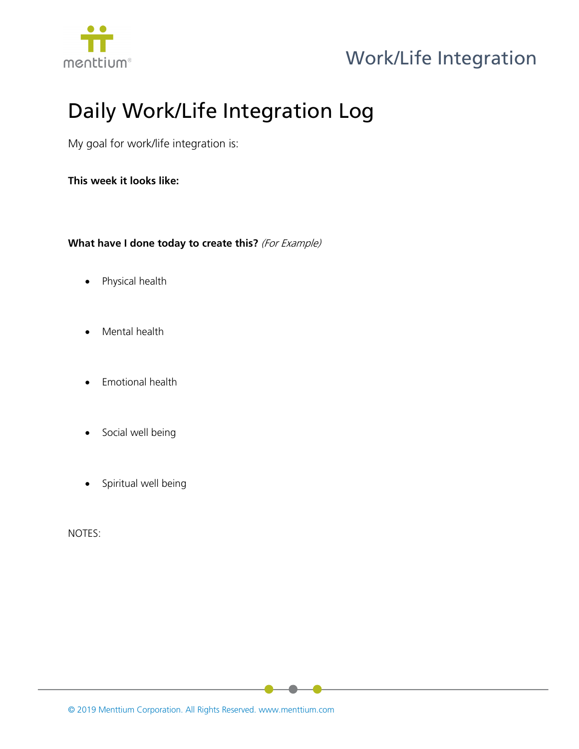# Daily Work/Life Integration Log

My goal for work/life integration is:

**This week it looks like:**

**What have I done today to create this?** *(For Example)*

- Physical health
- Mental health
- Emotional health
- Social well being
- Spiritual well being

NOTES: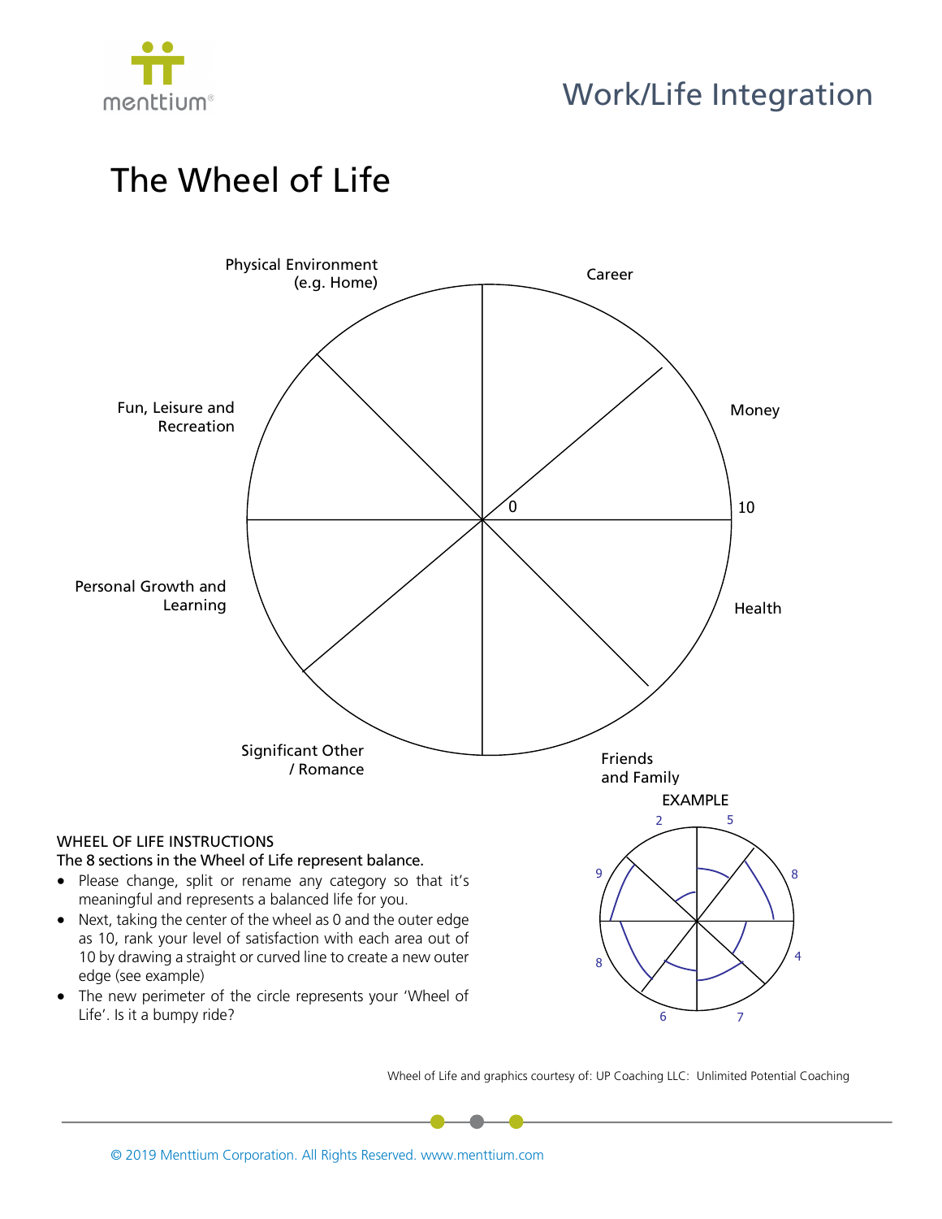# Work/Life Integration

## The Wheel of Life

Physical Environment (e.g. Home)

Career

Money

Fun, Leisure and Recreation

0

10

Personal Growth and Learning

Health

Significant Other / Romance

Friends and Family

EXAMPLE

2 5 9 8 8 4 6 7

### WHEEL OF LIFE INSTRUCTIONS

The 8 sections in the Wheel of Life represent balance.

- Please change, split or rename any category so that it's meaningful and represents a balanced life for you.
- Next, taking the center of the wheel as 0 and the outer edge as 10, rank your level of satisfaction with each area out of 10 by drawing a straight or curved line to create a new outer edge (see example)
- The new perimeter of the circle represents your 'Wheel of Life'. Is it a bumpy ride?

Wheel of Life and graphics courtesy of: UP Coaching LLC: Unlimited Potential Coaching

© 2019 Menttium Corporation. All Rights Reserved. www.menttium.com